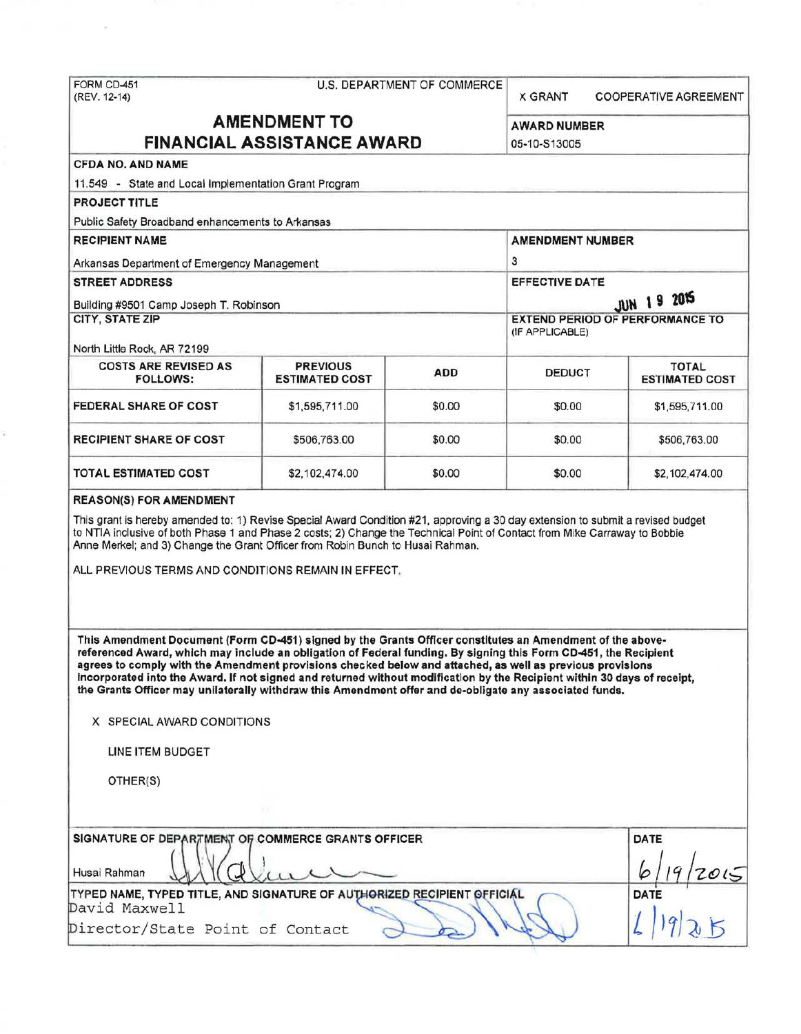FORM CD-451
(REV. 12-14)

U.S. DEPARTMENT OF COMMERCE

X GRANT COOPERATIVE AGREEMENT

# AMENDMENT TO FINANCIAL ASSISTANCE AWARD

**AWARD NUMBER**
05-10-S13005

**CFDA NO. AND NAME**
11.549 - State and Local Implementation Grant Program

**PROJECT TITLE**
Public Safety Broadband enhancements to Arkansas

**RECIPIENT NAME**
Arkansas Department of Emergency Management

**AMENDMENT NUMBER**
3

**STREET ADDRESS**
Building #9501 Camp Joseph T. Robinson

**EFFECTIVE DATE**
JUN 19 2015

**CITY, STATE ZIP**
North Little Rock, AR 72199

**EXTEND PERIOD OF PERFORMANCE TO (IF APPLICABLE)**

| COSTS ARE REVISED AS FOLLOWS: | PREVIOUS ESTIMATED COST | ADD | DEDUCT | TOTAL ESTIMATED COST |
|---|---|---|---|---|
| FEDERAL SHARE OF COST | $1,595,711.00 | $0.00 | $0.00 | $1,595,711.00 |
| RECIPIENT SHARE OF COST | $506,763.00 | $0.00 | $0.00 | $506,763.00 |
| TOTAL ESTIMATED COST | $2,102,474.00 | $0.00 | $0.00 | $2,102,474.00 |

**REASON(S) FOR AMENDMENT**

This grant is hereby amended to: 1) Revise Special Award Condition #21, approving a 30 day extension to submit a revised budget to NTIA inclusive of both Phase 1 and Phase 2 costs; 2) Change the Technical Point of Contact from Mike Carraway to Bobbie Anne Merkel; and 3) Change the Grant Officer from Robin Bunch to Husai Rahman.

ALL PREVIOUS TERMS AND CONDITIONS REMAIN IN EFFECT.

**This Amendment Document (Form CD-451) signed by the Grants Officer constitutes an Amendment of the above-referenced Award, which may include an obligation of Federal funding. By signing this Form CD-451, the Recipient agrees to comply with the Amendment provisions checked below and attached, as well as previous provisions incorporated into the Award. If not signed and returned without modification by the Recipient within 30 days of receipt, the Grants Officer may unilaterally withdraw this Amendment offer and de-obligate any associated funds.**

X SPECIAL AWARD CONDITIONS

LINE ITEM BUDGET

OTHER(S)

**SIGNATURE OF DEPARTMENT OF COMMERCE GRANTS OFFICER**
Husai Rahman

**DATE**
6/19/2015

**TYPED NAME, TYPED TITLE, AND SIGNATURE OF AUTHORIZED RECIPIENT OFFICIAL**
David Maxwell
Director/State Point of Contact

**DATE**
6/19/2015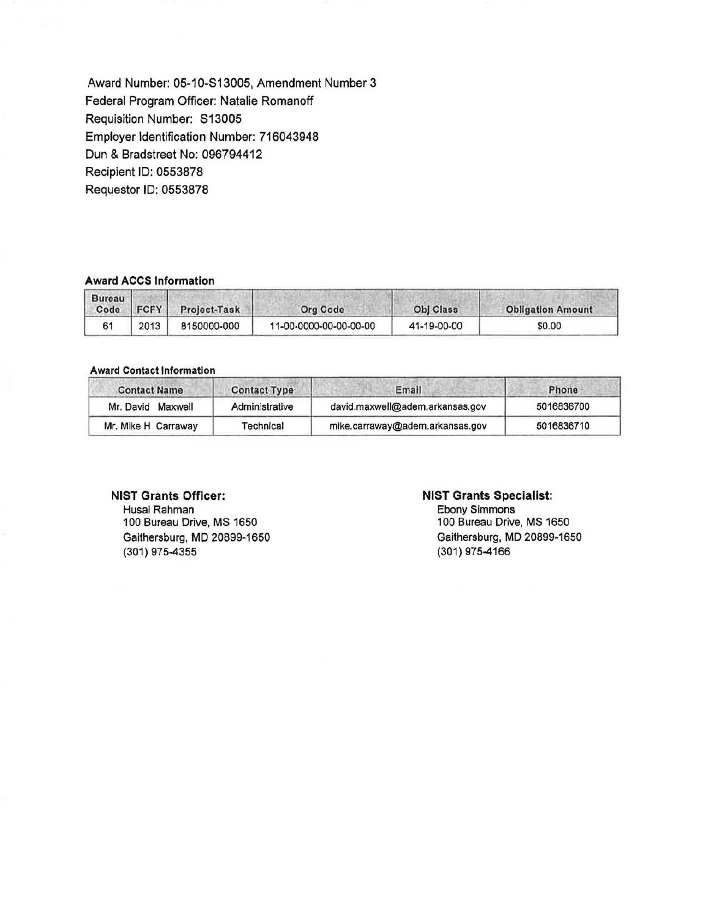Award Number: 05-10-S13005, Amendment Number 3
Federal Program Officer: Natalie Romanoff
Requisition Number: S13005
Employer Identification Number: 716043948
Dun & Bradstreet No: 096794412
Recipient ID: 0553878
Requestor ID: 0553878

**Award ACCS Information**

| Bureau Code | FCFY | Project-Task | Org Code | Obj Class | Obligation Amount |
|---|---|---|---|---|---|
| 61 | 2013 | 8150000-000 | 11-00-0000-00-00-00-00 | 41-19-00-00 | $0.00 |

**Award Contact Information**

| Contact Name | Contact Type | Email | Phone |
|---|---|---|---|
| Mr. David Maxwell | Administrative | david.maxwell@adem.arkansas.gov | 5016836700 |
| Mr. Mike H Carraway | Technical | mike.carraway@adem.arkansas.gov | 5016836710 |

**NIST Grants Officer:**
Husai Rahman
100 Bureau Drive, MS 1650
Gaithersburg, MD 20899-1650
(301) 975-4355

**NIST Grants Specialist:**
Ebony Simmons
100 Bureau Drive, MS 1650
Gaithersburg, MD 20899-1650
(301) 975-4166